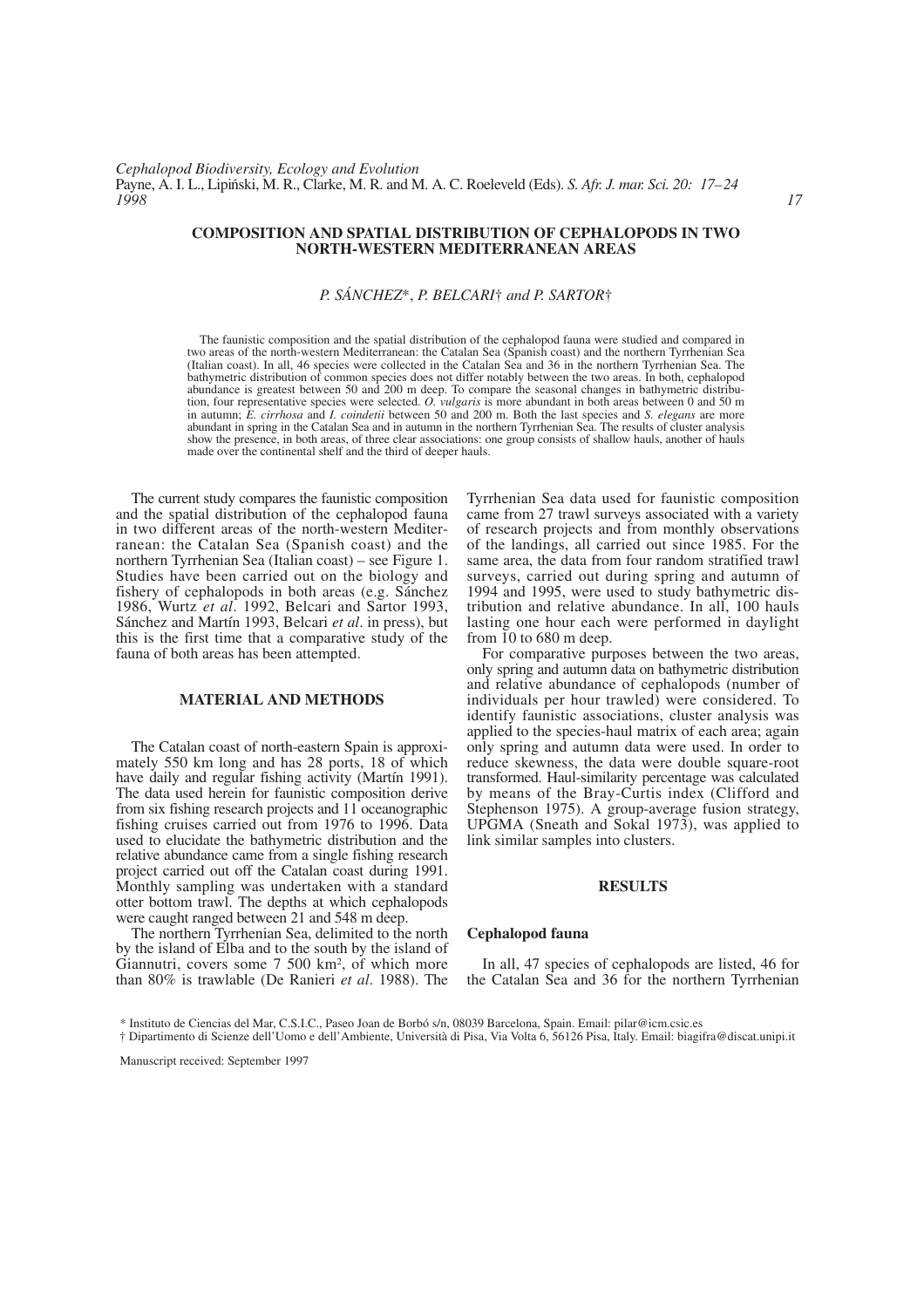# COMPOSITION AND SPATIAL DISTRIBUTION OF CEPHALOPODS IN TWO NORTH-WESTERN MEDITERRANEAN AREAS

*P. SÁNCHEZ\*, P. BELCARI† and P. SARTOR†*

The faunistic composition and the spatial distribution of the cephalopod fauna were studied and compared in two areas of the north-western Mediterranean: the Catalan Sea (Spanish coast) and the northern Tyrrhenian Sea (Italian coast). In all, 46 species were collected in the Catalan Sea and 36 in the northern Tyrrhenian Sea. The bathymetric distribution of common species does not differ notably between the two areas. In both, cephalopod abundance is greatest between 50 and 200 m deep. To compare the seasonal changes in bathymetric distribution, four representative species were selected. *O. vulgaris* is more abundant in both areas between 0 and 50 m in autumn; *E. cirrhosa* and *I. coindetii* between 50 and 200 m. Both the last species and *S. elegans* are more abundant in spring in the Catalan Sea and in autumn in the northern Tyrrhenian Sea. The results of cluster analysis show the presence, in both areas, of three clear associations: one group consists of shallow hauls, another of hauls made over the continental shelf and the third of deeper hauls.

The current study compares the faunistic composition and the spatial distribution of the cephalopod fauna in two different areas of the north-western Mediterranean: the Catalan Sea (Spanish coast) and the northern Tyrrhenian Sea (Italian coast) – see Figure 1. Studies have been carried out on the biology and fishery of cephalopods in both areas (e.g. Sánchez 1986, Wurtz *et al*. 1992, Belcari and Sartor 1993, Sánchez and Martín 1993, Belcari *et al*. in press), but this is the first time that a comparative study of the fauna of both areas has been attempted.

## MATERIAL AND METHODS

The Catalan coast of north-eastern Spain is approximately 550 km long and has 28 ports, 18 of which have daily and regular fishing activity (Martín 1991). The data used herein for faunistic composition derive from six fishing research projects and 11 oceanographic fishing cruises carried out from 1976 to 1996. Data used to elucidate the bathymetric distribution and the relative abundance came from a single fishing research project carried out off the Catalan coast during 1991. Monthly sampling was undertaken with a standard otter bottom trawl. The depths at which cephalopods were caught ranged between 21 and 548 m deep.

The northern Tyrrhenian Sea, delimited to the north by the island of Elba and to the south by the island of Giannutri, covers some 7 500 km$^2$, of which more than 80% is trawlable (De Ranieri *et al*. 1988). The Tyrrhenian Sea data used for faunistic composition came from 27 trawl surveys associated with a variety of research projects and from monthly observations of the landings, all carried out since 1985. For the same area, the data from four random stratified trawl surveys, carried out during spring and autumn of 1994 and 1995, were used to study bathymetric distribution and relative abundance. In all, 100 hauls lasting one hour each were performed in daylight from 10 to 680 m deep.

For comparative purposes between the two areas, only spring and autumn data on bathymetric distribution and relative abundance of cephalopods (number of individuals per hour trawled) were considered. To identify faunistic associations, cluster analysis was applied to the species-haul matrix of each area; again only spring and autumn data were used. In order to reduce skewness, the data were double square-root transformed. Haul-similarity percentage was calculated by means of the Bray-Curtis index (Clifford and Stephenson 1975). A group-average fusion strategy, UPGMA (Sneath and Sokal 1973), was applied to link similar samples into clusters.

## RESULTS

### Cephalopod fauna

In all, 47 species of cephalopods are listed, 46 for the Catalan Sea and 36 for the northern Tyrrhenian

\* Instituto de Ciencias del Mar, C.S.I.C., Paseo Joan de Borbó s/n, 08039 Barcelona, Spain. Email: pilar@icm.csic.es

† Dipartimento di Scienze dell'Uomo e dell'Ambiente, Università di Pisa, Via Volta 6, 56126 Pisa, Italy. Email: biagifra@discat.unipi.it

Manuscript received: September 1997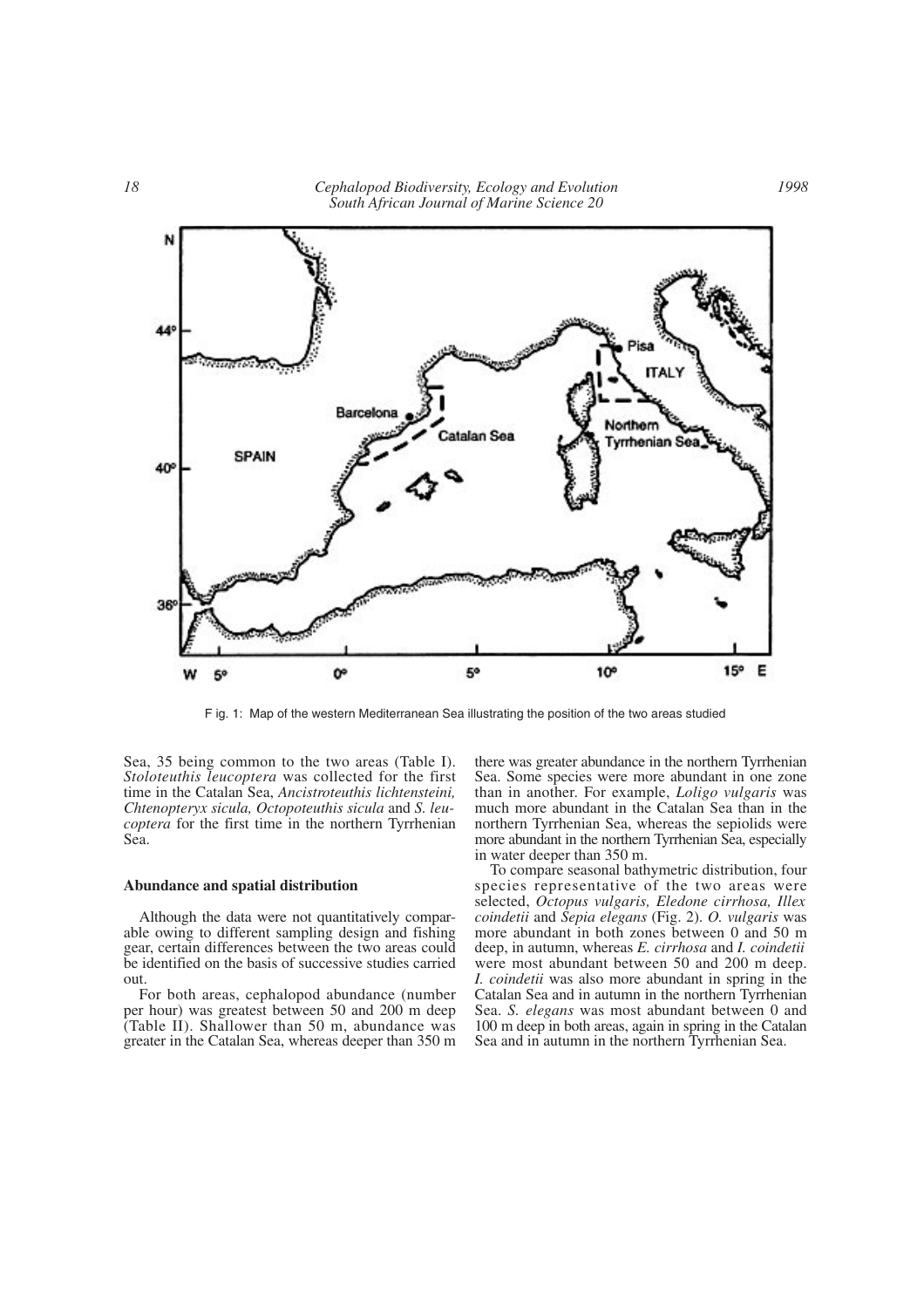F ig. 1: Map of the western Mediterranean Sea illustrating the position of the two areas studied

Sea, 35 being common to the two areas (Table I). *Stoloteuthis leucoptera* was collected for the first time in the Catalan Sea, *Ancistroteuthis lichtensteini, Chtenopteryx sicula, Octopoteuthis sicula* and *S. leucoptera* for the first time in the northern Tyrrhenian Sea.

## Abundance and spatial distribution

Although the data were not quantitatively comparable owing to different sampling design and fishing gear, certain differences between the two areas could be identified on the basis of successive studies carried out.

For both areas, cephalopod abundance (number per hour) was greatest between 50 and 200 m deep (Table II). Shallower than 50 m, abundance was greater in the Catalan Sea, whereas deeper than 350 m there was greater abundance in the northern Tyrrhenian Sea. Some species were more abundant in one zone than in another. For example, *Loligo vulgaris* was much more abundant in the Catalan Sea than in the northern Tyrrhenian Sea, whereas the sepiolids were more abundant in the northern Tyrrhenian Sea, especially in water deeper than 350 m.

To compare seasonal bathymetric distribution, four species representative of the two areas were selected, *Octopus vulgaris, Eledone cirrhosa, Illex coindetii* and *Sepia elegans* (Fig. 2). *O. vulgaris* was more abundant in both zones between 0 and 50 m deep, in autumn, whereas *E. cirrhosa* and *I. coindetii* were most abundant between 50 and 200 m deep. *I. coindetii* was also more abundant in spring in the Catalan Sea and in autumn in the northern Tyrrhenian Sea. *S. elegans* was most abundant between 0 and 100 m deep in both areas, again in spring in the Catalan Sea and in autumn in the northern Tyrrhenian Sea.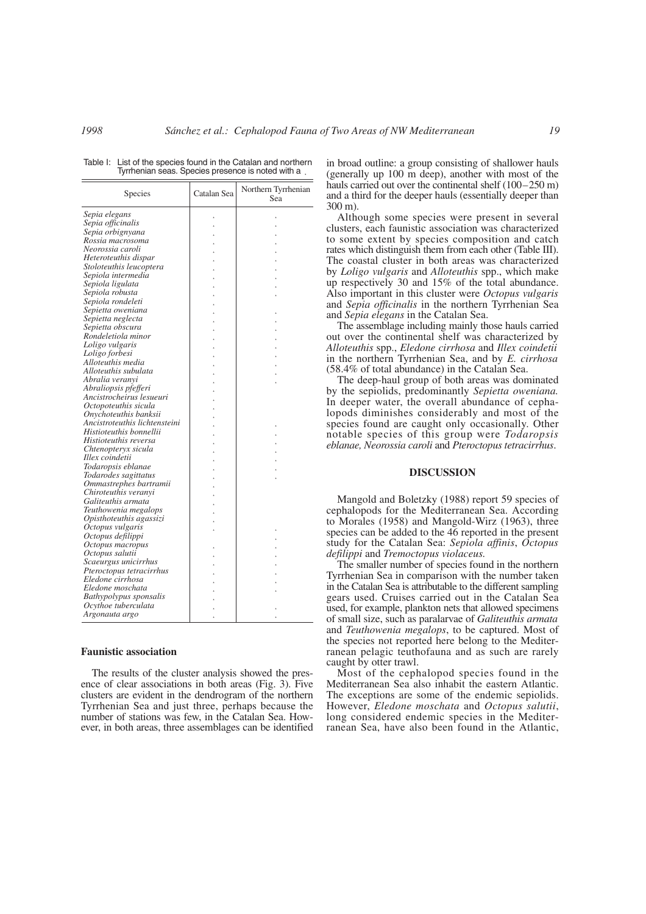Table I: List of the species found in the Catalan and northern Tyrrhenian seas. Species presence is noted with a •

| Species | Catalan Sea | Northern Tyrrhenian Sea |
|---|---|---|
| *Sepia elegans* | • | • |
| *Sepia officinalis* | • | • |
| *Sepia orbignyana* | • | • |
| *Rossia macrosoma* | • | • |
| *Neorossia caroli* | • | • |
| *Heteroteuthis dispar* | • | • |
| *Stoloteuthis leucoptera* | • | • |
| *Sepiola intermedia* | • | • |
| *Sepiola ligulata* | • | • |
| *Sepiola robusta* | • | • |
| *Sepiola rondeleti* | • | |
| *Sepietta oweniana* | • | • |
| *Sepietta neglecta* | • | • |
| *Sepietta obscura* | • | • |
| *Rondeletiola minor* | • | • |
| *Loligo vulgaris* | • | • |
| *Loligo forbesi* | • | • |
| *Alloteuthis media* | • | • |
| *Alloteuthis subulata* | • | • |
| *Abralia veranyi* | • | • |
| *Abraliopsis pfefferi* | • | |
| *Ancistrocheirus lesueuri* | • | |
| *Octopoteuthis sicula* | • | |
| *Onychoteuthis banksii* | • | |
| *Ancistroteuthis lichtensteini* | • | • |
| *Histioteuthis bonnellii* | • | • |
| *Histioteuthis reversa* | • | • |
| *Chtenopteryx sicula* | • | • |
| *Illex coindetii* | • | • |
| *Todaropsis eblanae* | • | • |
| *Todarodes sagittatus* | • | • |
| *Ommastrephes bartramii* | • | |
| *Chiroteuthis veranyi* | • | |
| *Galiteuthis armata* | • | |
| *Teuthowenia megalops* | • | |
| *Opisthoteuthis agassizi* | • | |
| *Octopus vulgaris* | • | • |
| *Octopus defilippi* | | • |
| *Octopus macropus* | • | • |
| *Octopus salutii* | • | • |
| *Scaeurgus unicirrhus* | • | • |
| *Pteroctopus tetracirrhus* | • | • |
| *Eledone cirrhosa* | • | • |
| *Eledone moschata* | • | • |
| *Bathypolypus sponsalis* | • | |
| *Ocythoe tuberculata* | • | • |
| *Argonauta argo* | • | • |

### Faunistic association

The results of the cluster analysis showed the presence of clear associations in both areas (Fig. 3). Five clusters are evident in the dendrogram of the northern Tyrrhenian Sea and just three, perhaps because the number of stations was few, in the Catalan Sea. However, in both areas, three assemblages can be identified in broad outline: a group consisting of shallower hauls (generally up 100 m deep), another with most of the hauls carried out over the continental shelf (100–250 m) and a third for the deeper hauls (essentially deeper than 300 m).

Although some species were present in several clusters, each faunistic association was characterized to some extent by species composition and catch rates which distinguish them from each other (Table III). The coastal cluster in both areas was characterized by *Loligo vulgaris* and *Alloteuthis* spp., which make up respectively 30 and 15% of the total abundance. Also important in this cluster were *Octopus vulgaris* and *Sepia officinalis* in the northern Tyrrhenian Sea and *Sepia elegans* in the Catalan Sea.

The assemblage including mainly those hauls carried out over the continental shelf was characterized by *Alloteuthis* spp., *Eledone cirrhosa* and *Illex coindetii* in the northern Tyrrhenian Sea, and by *E. cirrhosa* (58.4% of total abundance) in the Catalan Sea.

The deep-haul group of both areas was dominated by the sepiolids, predominantly *Sepietta oweniana.* In deeper water, the overall abundance of cephalopods diminishes considerably and most of the species found are caught only occasionally. Other notable species of this group were *Todaropsis eblanae, Neorossia caroli* and *Pteroctopus tetracirrhus.*

## DISCUSSION

Mangold and Boletzky (1988) report 59 species of cephalopods for the Mediterranean Sea. According to Morales (1958) and Mangold-Wirz (1963), three species can be added to the 46 reported in the present study for the Catalan Sea: *Sepiola affinis*, *Octopus defilippi* and *Tremoctopus violaceus.*

The smaller number of species found in the northern Tyrrhenian Sea in comparison with the number taken in the Catalan Sea is attributable to the different sampling gears used. Cruises carried out in the Catalan Sea used, for example, plankton nets that allowed specimens of small size, such as paralarvae of *Galiteuthis armata* and *Teuthowenia megalops*, to be captured. Most of the species not reported here belong to the Mediterranean pelagic teuthofauna and as such are rarely caught by otter trawl.

Most of the cephalopod species found in the Mediterranean Sea also inhabit the eastern Atlantic. The exceptions are some of the endemic sepiolids. However, *Eledone moschata* and *Octopus salutii*, long considered endemic species in the Mediterranean Sea, have also been found in the Atlantic,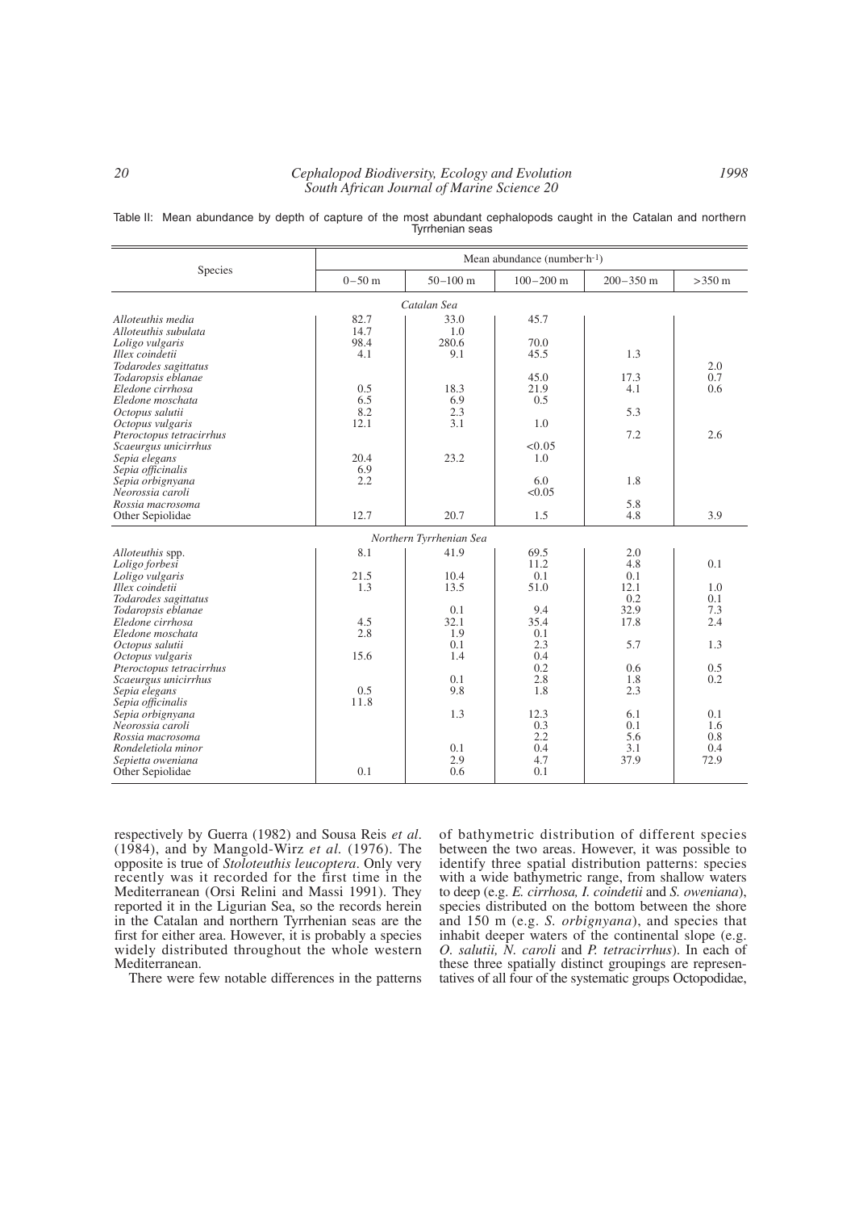Table II: Mean abundance by depth of capture of the most abundant cephalopods caught in the Catalan and northern Tyrrhenian seas

| Species | Mean abundance (number·h$^{-1}$) | | | | |
|---|---|---|---|---|---|
| | 0–50 m | 50–100 m | 100–200 m | 200–350 m | >350 m |
| | | *Catalan Sea* | | | |
| *Alloteuthis media* | 82.7 | 33.0 | 45.7 | | |
| *Alloteuthis subulata* | 14.7 | 1.0 | | | |
| *Loligo vulgaris* | 98.4 | 280.6 | 70.0 | | |
| *Illex coindetii* | 4.1 | 9.1 | 45.5 | 1.3 | |
| *Todarodes sagittatus* | | | | | 2.0 |
| *Todaropsis eblanae* | | | 45.0 | 17.3 | 0.7 |
| *Eledone cirrhosa* | 0.5 | 18.3 | 21.9 | 4.1 | 0.6 |
| *Eledone moschata* | 6.5 | 6.9 | 0.5 | | |
| *Octopus salutii* | 8.2 | 2.3 | | 5.3 | |
| *Octopus vulgaris* | 12.1 | 3.1 | 1.0 | | |
| *Pteroctopus tetracirrhus* | | | | 7.2 | 2.6 |
| *Scaeurgus unicirrhus* | | | <0.05 | | |
| *Sepia elegans* | 20.4 | 23.2 | 1.0 | | |
| *Sepia officinalis* | 6.9 | | | | |
| *Sepia orbignyana* | 2.2 | | 6.0 | 1.8 | |
| *Neorossia caroli* | | | <0.05 | | |
| *Rossia macrosoma* | | | | 5.8 | |
| Other Sepiolidae | 12.7 | 20.7 | 1.5 | 4.8 | 3.9 |
| | | *Northern Tyrrhenian Sea* | | | |
| *Alloteuthis* spp. | 8.1 | 41.9 | 69.5 | 2.0 | |
| *Loligo forbesi* | | | 11.2 | 4.8 | 0.1 |
| *Loligo vulgaris* | 21.5 | 10.4 | 0.1 | 0.1 | |
| *Illex coindetii* | 1.3 | 13.5 | 51.0 | 12.1 | 1.0 |
| *Todarodes sagittatus* | | | | 0.2 | 0.1 |
| *Todaropsis eblanae* | | 0.1 | 9.4 | 32.9 | 7.3 |
| *Eledone cirrhosa* | 4.5 | 32.1 | 35.4 | 17.8 | 2.4 |
| *Eledone moschata* | 2.8 | 1.9 | 0.1 | | |
| *Octopus salutii* | | 0.1 | 2.3 | 5.7 | 1.3 |
| *Octopus vulgaris* | 15.6 | 1.4 | 0.4 | | |
| *Pteroctopus tetracirrhus* | | | 0.2 | 0.6 | 0.5 |
| *Scaeurgus unicirrhus* | | 0.1 | 2.8 | 1.8 | 0.2 |
| *Sepia elegans* | 0.5 | 9.8 | 1.8 | 2.3 | |
| *Sepia officinalis* | 11.8 | | | | |
| *Sepia orbignyana* | | 1.3 | 12.3 | 6.1 | 0.1 |
| *Neorossia caroli* | | | 0.3 | 0.1 | 1.6 |
| *Rossia macrosoma* | | | 2.2 | 5.6 | 0.8 |
| *Rondeletiola minor* | | 0.1 | 0.4 | 3.1 | 0.4 |
| *Sepietta oweniana* | | 2.9 | 4.7 | 37.9 | 72.9 |
| Other Sepiolidae | 0.1 | 0.6 | 0.1 | | |

respectively by Guerra (1982) and Sousa Reis *et al.* (1984), and by Mangold-Wirz *et al.* (1976). The opposite is true of *Stoloteuthis leucoptera*. Only very recently was it recorded for the first time in the Mediterranean (Orsi Relini and Massi 1991). They reported it in the Ligurian Sea, so the records herein in the Catalan and northern Tyrrhenian seas are the first for either area. However, it is probably a species widely distributed throughout the whole western Mediterranean.

There were few notable differences in the patterns of bathymetric distribution of different species between the two areas. However, it was possible to identify three spatial distribution patterns: species with a wide bathymetric range, from shallow waters to deep (e.g. *E. cirrhosa, I. coindetii* and *S. oweniana*), species distributed on the bottom between the shore and 150 m (e.g. *S. orbignyana*), and species that inhabit deeper waters of the continental slope (e.g. *O. salutii, N. caroli* and *P. tetracirrhus*). In each of these three spatially distinct groupings are representatives of all four of the systematic groups Octopodidae,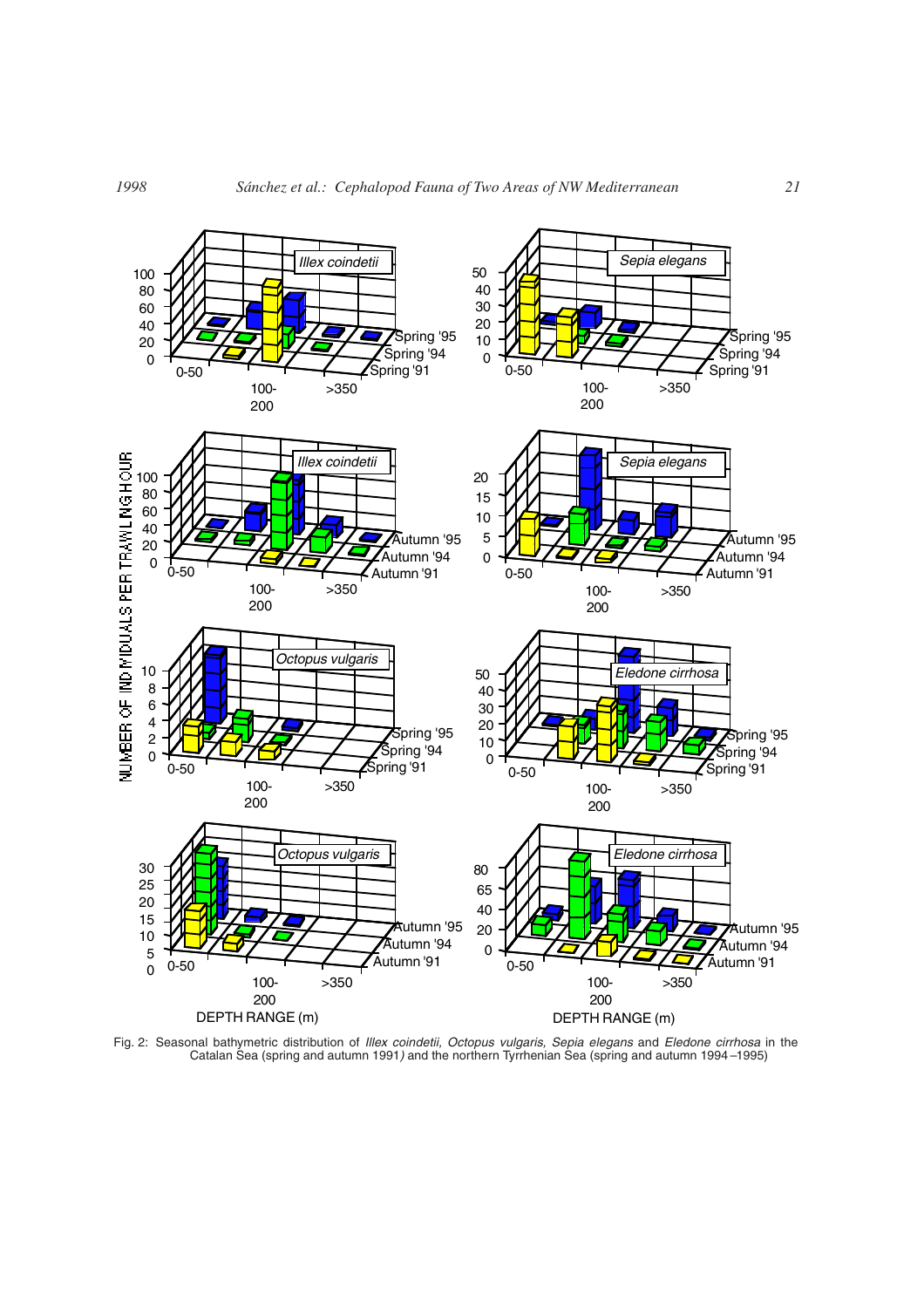Fig. 2: Seasonal bathymetric distribution of *Illex coindetii*, *Octopus vulgaris*, *Sepia elegans* and *Eledone cirrhosa* in the Catalan Sea (spring and autumn 1991) and the northern Tyrrhenian Sea (spring and autumn 1994–1995)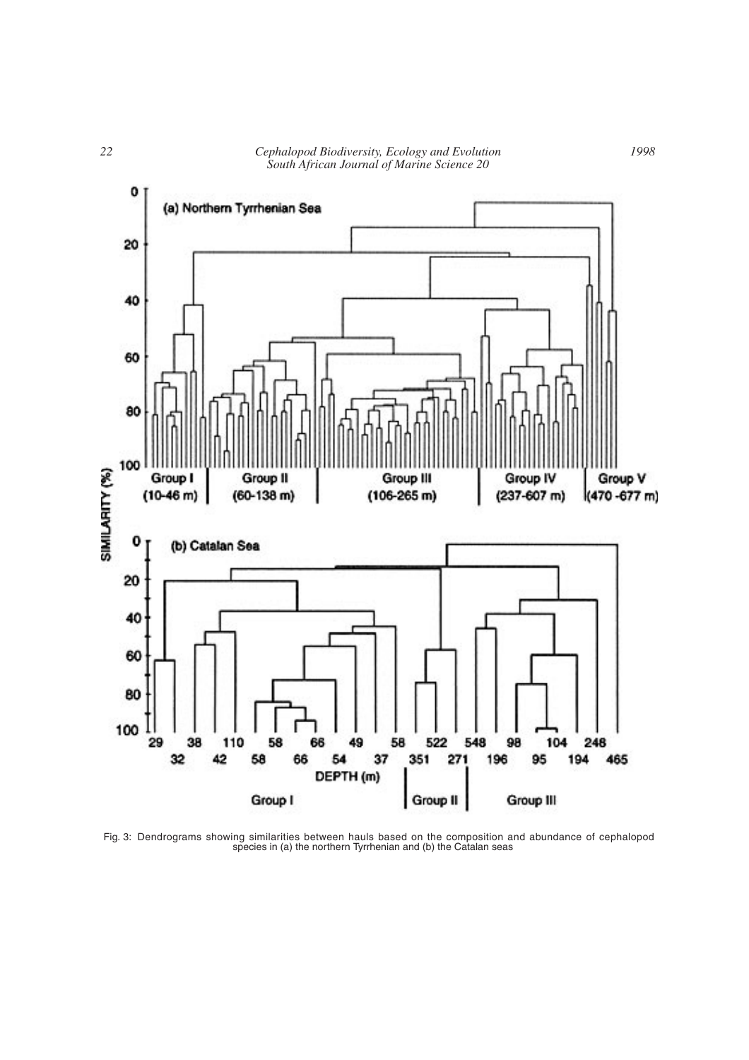Fig. 3: Dendrograms showing similarities between hauls based on the composition and abundance of cephalopod species in (a) the northern Tyrrhenian and (b) the Catalan seas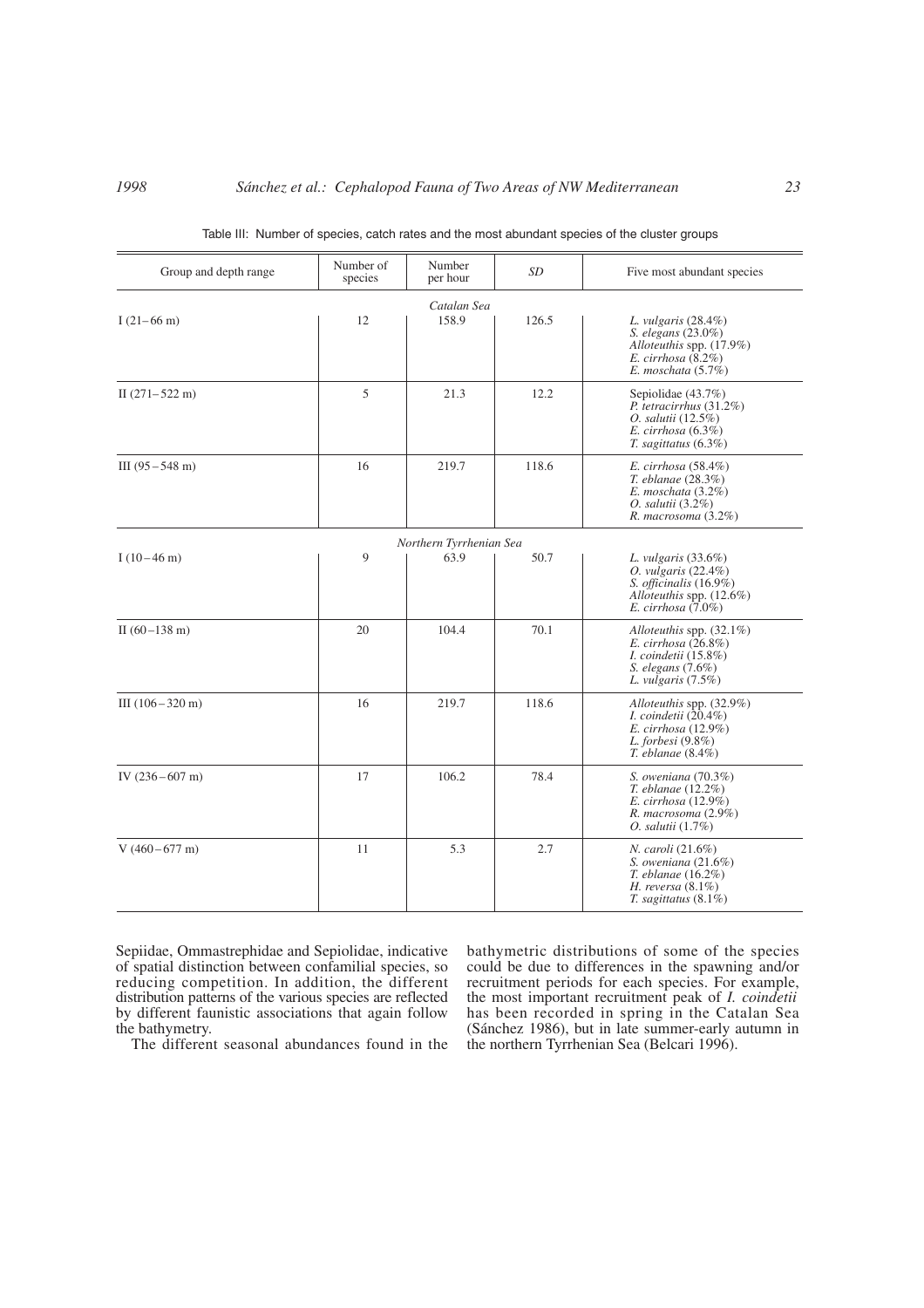Table III: Number of species, catch rates and the most abundant species of the cluster groups

| Group and depth range | Number of species | Number per hour | *SD* | Five most abundant species |
|---|---|---|---|---|
| | | *Catalan Sea* | | |
| I (21–66 m) | 12 | 158.9 | 126.5 | *L. vulgaris* (28.4%)<br>*S. elegans* (23.0%)<br>*Alloteuthis* spp. (17.9%)<br>*E. cirrhosa* (8.2%)<br>*E. moschata* (5.7%) |
| II (271–522 m) | 5 | 21.3 | 12.2 | Sepiolidae (43.7%)<br>*P. tetracirrhus* (31.2%)<br>*O. salutii* (12.5%)<br>*E. cirrhosa* (6.3%)<br>*T. sagittatus* (6.3%) |
| III (95–548 m) | 16 | 219.7 | 118.6 | *E. cirrhosa* (58.4%)<br>*T. eblanae* (28.3%)<br>*E. moschata* (3.2%)<br>*O. salutii* (3.2%)<br>*R. macrosoma* (3.2%) |
| | | *Northern Tyrrhenian Sea* | | |
| I (10–46 m) | 9 | 63.9 | 50.7 | *L. vulgaris* (33.6%)<br>*O. vulgaris* (22.4%)<br>*S. officinalis* (16.9%)<br>*Alloteuthis* spp. (12.6%)<br>*E. cirrhosa* (7.0%) |
| II (60–138 m) | 20 | 104.4 | 70.1 | *Alloteuthis* spp. (32.1%)<br>*E. cirrhosa* (26.8%)<br>*I. coindetii* (15.8%)<br>*S. elegans* (7.6%)<br>*L. vulgaris* (7.5%) |
| III (106–320 m) | 16 | 219.7 | 118.6 | *Alloteuthis* spp. (32.9%)<br>*I. coindetii* (20.4%)<br>*E. cirrhosa* (12.9%)<br>*L. forbesi* (9.8%)<br>*T. eblanae* (8.4%) |
| IV (236–607 m) | 17 | 106.2 | 78.4 | *S. oweniana* (70.3%)<br>*T. eblanae* (12.2%)<br>*E. cirrhosa* (12.9%)<br>*R. macrosoma* (2.9%)<br>*O. salutii* (1.7%) |
| V (460–677 m) | 11 | 5.3 | 2.7 | *N. caroli* (21.6%)<br>*S. oweniana* (21.6%)<br>*T. eblanae* (16.2%)<br>*H. reversa* (8.1%)<br>*T. sagittatus* (8.1%) |

Sepiidae, Ommastrephidae and Sepiolidae, indicative of spatial distinction between confamilial species, so reducing competition. In addition, the different distribution patterns of the various species are reflected by different faunistic associations that again follow the bathymetry.

The different seasonal abundances found in the bathymetric distributions of some of the species could be due to differences in the spawning and/or recruitment periods for each species. For example, the most important recruitment peak of *I. coindetii* has been recorded in spring in the Catalan Sea (Sánchez 1986), but in late summer-early autumn in the northern Tyrrhenian Sea (Belcari 1996).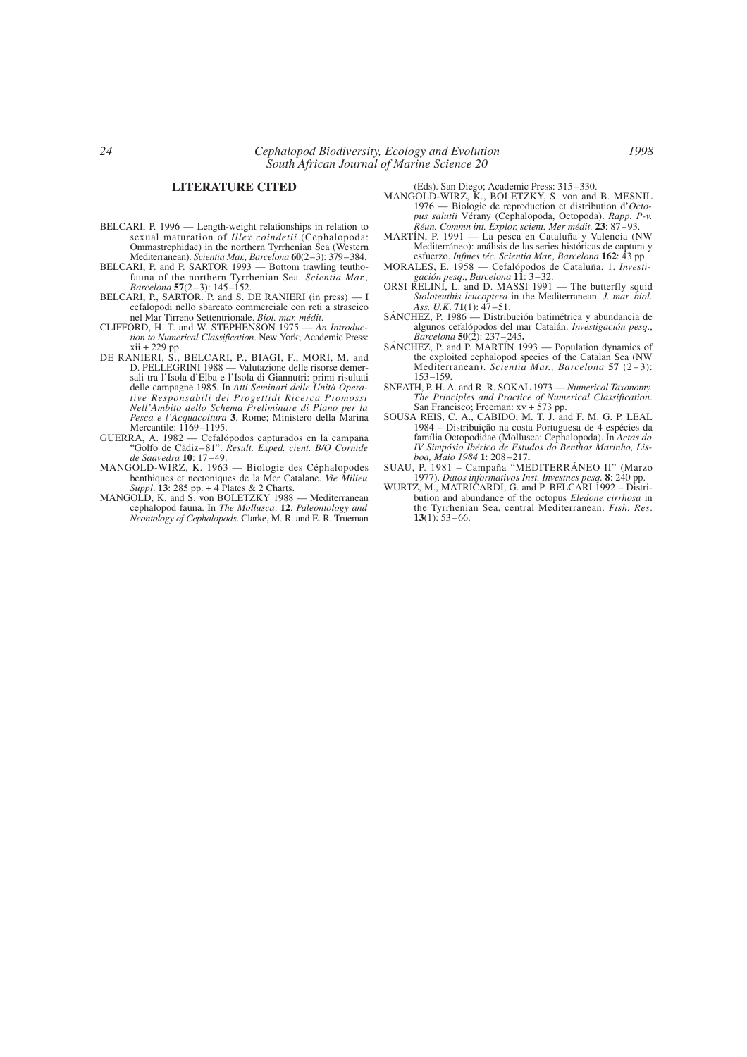## LITERATURE CITED

BELCARI, P. 1996 — Length-weight relationships in relation to sexual maturation of *Illex coindetii* (Cephalopoda: Ommastrephidae) in the northern Tyrrhenian Sea (Western Mediterranean). *Scientia Mar., Barcelona* **60**(2–3): 379–384.

BELCARI, P. and P. SARTOR 1993 — Bottom trawling teuthofauna of the northern Tyrrhenian Sea. *Scientia Mar., Barcelona* **57**(2–3): 145–152.

BELCARI, P., SARTOR. P. and S. DE RANIERI (in press) — I cefalopodi nello sbarcato commerciale con reti a strascico nel Mar Tirreno Settentrionale. *Biol. mar. médit*.

CLIFFORD, H. T. and W. STEPHENSON 1975 — *An Introduction to Numerical Classification*. New York; Academic Press: xii + 229 pp.

DE RANIERI, S., BELCARI, P., BIAGI, F., MORI, M. and D. PELLEGRINI 1988 — Valutazione delle risorse demersali tra l'Isola d'Elba e l'Isola di Giannutri: primi risultati delle campagne 1985. In *Atti Seminari delle Unità Operative Responsabili dei Progettidi Ricerca Promossi Nell'Ambito dello Schema Preliminare di Piano per la Pesca e l'Acquacoltura* **3**. Rome; Ministero della Marina Mercantile: 1169–1195.

GUERRA, A. 1982 — Cefalópodos capturados en la campaña "Golfo de Cádiz–81". *Result. Exped. cient. B/O Cornide de Saavedra* **10**: 17–49.

MANGOLD-WIRZ, K. 1963 — Biologie des Céphalopodes benthiques et nectoniques de la Mer Catalane. *Vie Milieu Suppl*. **13**: 285 pp. + 4 Plates & 2 Charts.

MANGOLD, K. and S. von BOLETZKY 1988 — Mediterranean cephalopod fauna. In *The Mollusca*. **12**. *Paleontology and Neontology of Cephalopods*. Clarke, M. R. and E. R. Trueman (Eds). San Diego; Academic Press: 315–330.

MANGOLD-WIRZ, K., BOLETZKY, S. von and B. MESNIL 1976 — Biologie de reproduction et distribution d'*Octopus salutii* Vérany (Cephalopoda, Octopoda). *Rapp. P-v. Réun. Commn int. Explor. scient. Mer médit.* **23**: 87–93.

MARTÍN, P. 1991 — La pesca en Cataluña y Valencia (NW Mediterráneo): análisis de las series históricas de captura y esfuerzo. *Infmes téc. Scientia Mar., Barcelona* **162**: 43 pp.

MORALES, E. 1958 — Cefalópodos de Cataluña. 1. *Investigación pesq., Barcelona* **11**: 3–32.

ORSI RELINI, L. and D. MASSI 1991 — The butterfly squid *Stoloteuthis leucoptera* in the Mediterranean. *J. mar. biol. Ass. U.K*. **71**(1): 47–51.

SÁNCHEZ, P. 1986 — Distribución batimétrica y abundancia de algunos cefalópodos del mar Catalán. *Investigación pesq., Barcelona* **50**(2): 237–245.

SÁNCHEZ, P. and P. MARTÍN 1993 — Population dynamics of the exploited cephalopod species of the Catalan Sea (NW Mediterranean). *Scientia Mar., Barcelona* **57** (2–3): 153–159.

SNEATH, P. H. A. and R. R. SOKAL 1973 — *Numerical Taxonomy. The Principles and Practice of Numerical Classification*. San Francisco; Freeman: xv + 573 pp.

SOUSA REIS, C. A., CABIDO, M. T. J. and F. M. G. P. LEAL 1984 – Distribuição na costa Portuguesa de 4 espécies da família Octopodidae (Mollusca: Cephalopoda). In *Actas do IV Simpósio Ibérico de Estudos do Benthos Marinho, Lisboa, Maio 1984* **1**: 208–217.

SUAU, P. 1981 – Campaña "MEDITERRÁNEO II" (Marzo 1977). *Datos informativos Inst. Investnes pesq.* **8**: 240 pp.

WURTZ, M., MATRICARDI, G. and P. BELCARI 1992 – Distribution and abundance of the octopus *Eledone cirrhosa* in the Tyrrhenian Sea, central Mediterranean. *Fish. Res*. **13**(1): 53–66.